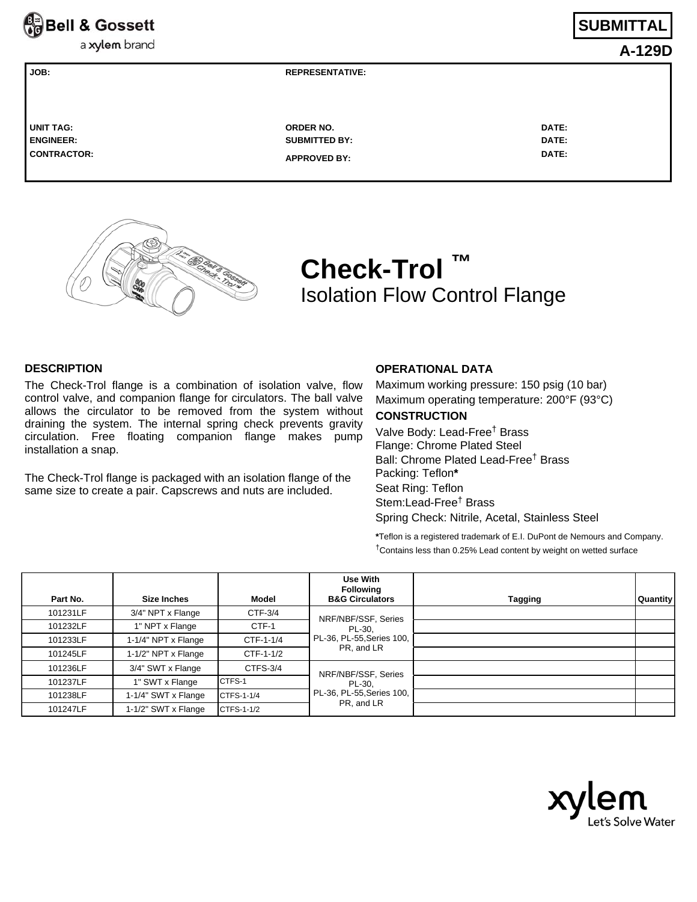Bell & Gossett
a xylem brand

**SUBMITTAL**

**A-129D**

| **JOB:** | **REPRESENTATIVE:** | |
|---|---|---|
| **UNIT TAG:** | **ORDER NO.** | **DATE:** |
| **ENGINEER:** | **SUBMITTED BY:** | **DATE:** |
| **CONTRACTOR:** | **APPROVED BY:** | **DATE:** |

# Check-Trol ™

## Isolation Flow Control Flange

### DESCRIPTION

The Check-Trol flange is a combination of isolation valve, flow control valve, and companion flange for circulators. The ball valve allows the circulator to be removed from the system without draining the system. The internal spring check prevents gravity circulation. Free floating companion flange makes pump installation a snap.

The Check-Trol flange is packaged with an isolation flange of the same size to create a pair. Capscrews and nuts are included.

### OPERATIONAL DATA

Maximum working pressure: 150 psig (10 bar)
Maximum operating temperature: 200°F (93°C)

### CONSTRUCTION

Valve Body: Lead-Free† Brass
Flange: Chrome Plated Steel
Ball: Chrome Plated Lead-Free† Brass
Packing: Teflon**\***
Seat Ring: Teflon
Stem:Lead-Free† Brass
Spring Check: Nitrile, Acetal, Stainless Steel

**\***Teflon is a registered trademark of E.I. DuPont de Nemours and Company.
†Contains less than 0.25% Lead content by weight on wetted surface

| Part No. | Size Inches | Model | Use With Following B&G Circulators | Tagging | Quantity |
|---|---|---|---|---|---|
| 101231LF | 3/4" NPT x Flange | CTF-3/4 | NRF/NBF/SSF, Series PL-30, PL-36, PL-55,Series 100, PR, and LR | | |
| 101232LF | 1" NPT x Flange | CTF-1 | | | |
| 101233LF | 1-1/4" NPT x Flange | CTF-1-1/4 | | | |
| 101245LF | 1-1/2" NPT x Flange | CTF-1-1/2 | | | |
| 101236LF | 3/4" SWT x Flange | CTFS-3/4 | NRF/NBF/SSF, Series PL-30, PL-36, PL-55,Series 100, PR, and LR | | |
| 101237LF | 1" SWT x Flange | CTFS-1 | | | |
| 101238LF | 1-1/4" SWT x Flange | CTFS-1-1/4 | | | |
| 101247LF | 1-1/2" SWT x Flange | CTFS-1-1/2 | | | |

xylem
Let's Solve Water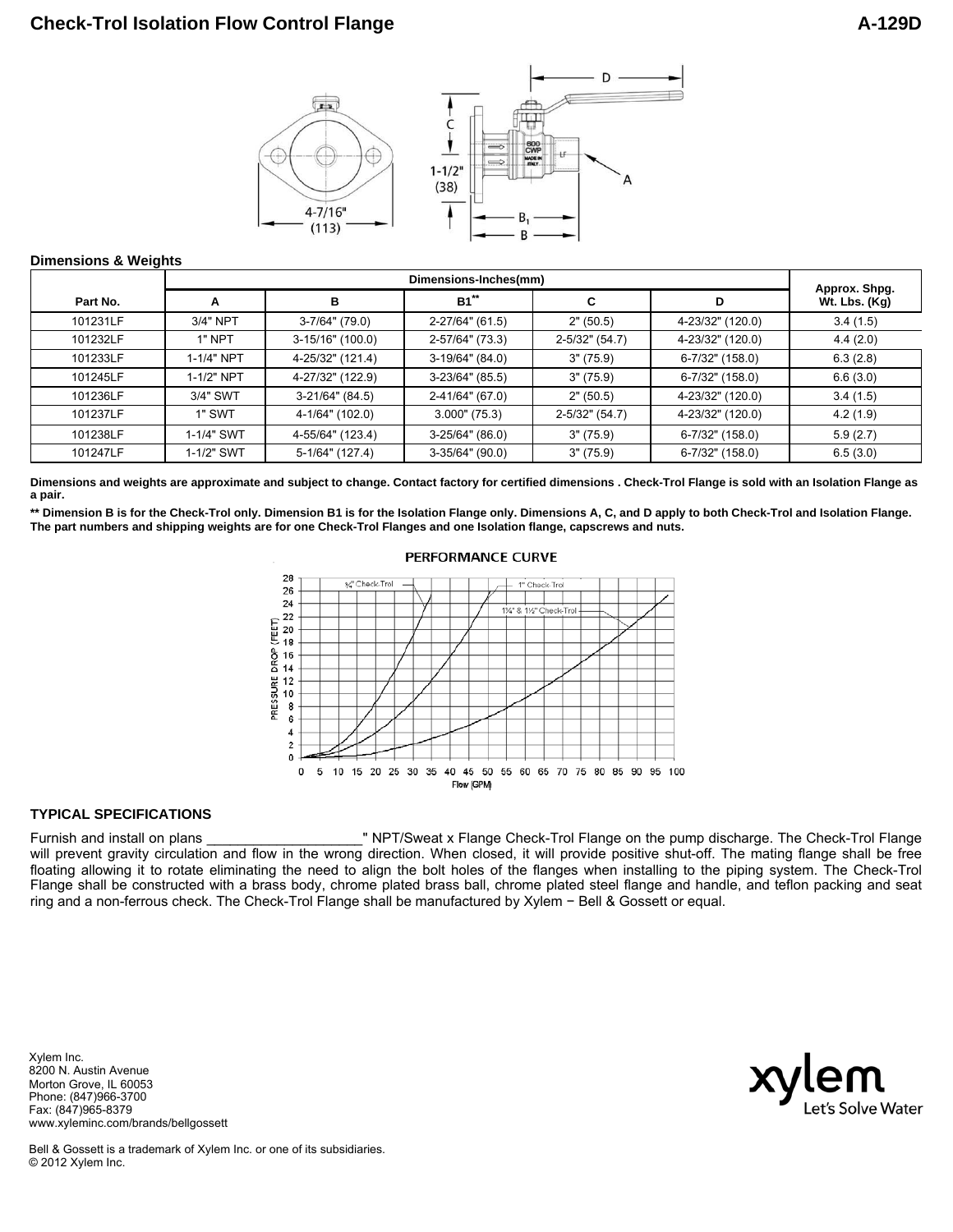# Check-Trol Isolation Flow Control Flange

A-129D

D

C

1-1/2"
(38)

A

4-7/16"
(113)

$B_1$

B

### Dimensions & Weights

| Part No. | Dimensions-Inches(mm) | | | | | Approx. Shpg. Wt. Lbs. (Kg) |
|---|---|---|---|---|---|---|
| | A | B | B1** | C | D | |
| 101231LF | 3/4" NPT | 3-7/64" (79.0) | 2-27/64" (61.5) | 2" (50.5) | 4-23/32" (120.0) | 3.4 (1.5) |
| 101232LF | 1" NPT | 3-15/16" (100.0) | 2-57/64" (73.3) | 2-5/32" (54.7) | 4-23/32" (120.0) | 4.4 (2.0) |
| 101233LF | 1-1/4" NPT | 4-25/32" (121.4) | 3-19/64" (84.0) | 3" (75.9) | 6-7/32" (158.0) | 6.3 (2.8) |
| 101245LF | 1-1/2" NPT | 4-27/32" (122.9) | 3-23/64" (85.5) | 3" (75.9) | 6-7/32" (158.0) | 6.6 (3.0) |
| 101236LF | 3/4" SWT | 3-21/64" (84.5) | 2-41/64" (67.0) | 2" (50.5) | 4-23/32" (120.0) | 3.4 (1.5) |
| 101237LF | 1" SWT | 4-1/64" (102.0) | 3.000" (75.3) | 2-5/32" (54.7) | 4-23/32" (120.0) | 4.2 (1.9) |
| 101238LF | 1-1/4" SWT | 4-55/64" (123.4) | 3-25/64" (86.0) | 3" (75.9) | 6-7/32" (158.0) | 5.9 (2.7) |
| 101247LF | 1-1/2" SWT | 5-1/64" (127.4) | 3-35/64" (90.0) | 3" (75.9) | 6-7/32" (158.0) | 6.5 (3.0) |

**Dimensions and weights are approximate and subject to change. Contact factory for certified dimensions . Check-Trol Flange is sold with an Isolation Flange as a pair.**

**\*\* Dimension B is for the Check-Trol only. Dimension B1 is for the Isolation Flange only. Dimensions A, C, and D apply to both Check-Trol and Isolation Flange. The part numbers and shipping weights are for one Check-Trol Flanges and one Isolation flange, capscrews and nuts.**

PERFORMANCE CURVE

¾" Check-Trol
1" Check-Trol
1¼" & 1½" Check-Trol

PRESSURE DROP (FEET)
0 2 4 6 8 10 12 14 16 18 20 22 24 26 28

Flow (GPM)
0 5 10 15 20 25 30 35 40 45 50 55 60 65 70 75 80 85 90 95 100

### TYPICAL SPECIFICATIONS

Furnish and install on plans ____________________" NPT/Sweat x Flange Check-Trol Flange on the pump discharge. The Check-Trol Flange will prevent gravity circulation and flow in the wrong direction. When closed, it will provide positive shut-off. The mating flange shall be free floating allowing it to rotate eliminating the need to align the bolt holes of the flanges when installing to the piping system. The Check-Trol Flange shall be constructed with a brass body, chrome plated brass ball, chrome plated steel flange and handle, and teflon packing and seat ring and a non-ferrous check. The Check-Trol Flange shall be manufactured by Xylem − Bell & Gossett or equal.

Xylem Inc.
8200 N. Austin Avenue
Morton Grove, IL 60053
Phone: (847)966-3700
Fax: (847)965-8379
www.xyleminc.com/brands/bellgossett

xylem
Let's Solve Water

Bell & Gossett is a trademark of Xylem Inc. or one of its subsidiaries.
© 2012 Xylem Inc.